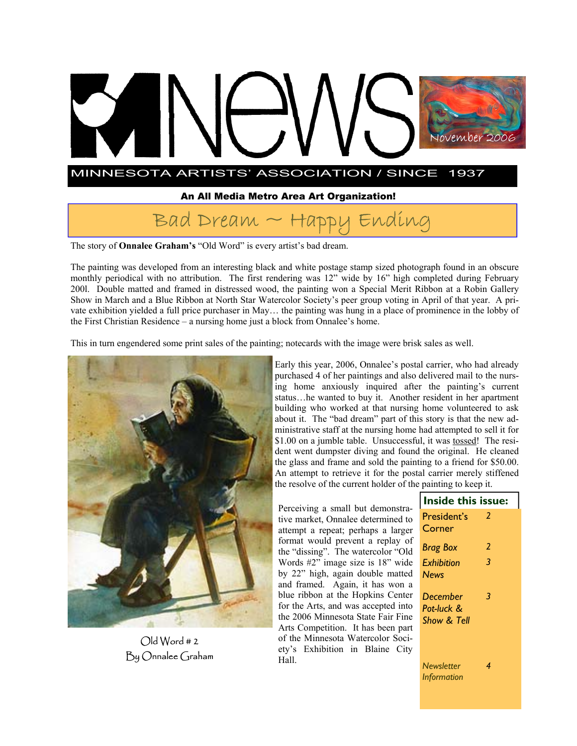# NEWS

November 2006

MINNESOTA ARTISTS' ASSOCIATION / SINCE 1937

**An All Media Metro Area Art Organization!**

## Bad Dream ~ Happy Ending

The story of **Onnalee Graham's** "Old Word" is every artist's bad dream.

The painting was developed from an interesting black and white postage stamp sized photograph found in an obscure monthly periodical with no attribution. The first rendering was 12" wide by 16" high completed during February 200l. Double matted and framed in distressed wood, the painting won a Special Merit Ribbon at a Robin Gallery Show in March and a Blue Ribbon at North Star Watercolor Society's peer group voting in April of that year. A private exhibition yielded a full price purchaser in May… the painting was hung in a place of prominence in the lobby of the First Christian Residence – a nursing home just a block from Onnalee's home.

This in turn engendered some print sales of the painting; notecards with the image were brisk sales as well.

Old Word # 2
By Onnalee Graham

Early this year, 2006, Onnalee's postal carrier, who had already purchased 4 of her paintings and also delivered mail to the nursing home anxiously inquired after the painting's current status…he wanted to buy it. Another resident in her apartment building who worked at that nursing home volunteered to ask about it. The "bad dream" part of this story is that the new administrative staff at the nursing home had attempted to sell it for $1.00 on a jumble table. Unsuccessful, it was tossed! The resident went dumpster diving and found the original. He cleaned the glass and frame and sold the painting to a friend for $50.00. An attempt to retrieve it for the postal carrier merely stiffened the resolve of the current holder of the painting to keep it.

Perceiving a small but demonstrative market, Onnalee determined to attempt a repeat; perhaps a larger format would prevent a replay of the "dissing". The watercolor "Old Words #2" image size is 18" wide by 22" high, again double matted and framed. Again, it has won a blue ribbon at the Hopkins Center for the Arts, and was accepted into the 2006 Minnesota State Fair Fine Arts Competition. It has been part of the Minnesota Watercolor Society's Exhibition in Blaine City Hall.

**Inside this issue:**

| | |
|---|---|
| President's Corner | 2 |
| *Brag Box* | *2* |
| *Exhibition News* | *3* |
| *December Pot-luck & Show & Tell* | *3* |
| *Newsletter Information* | *4* |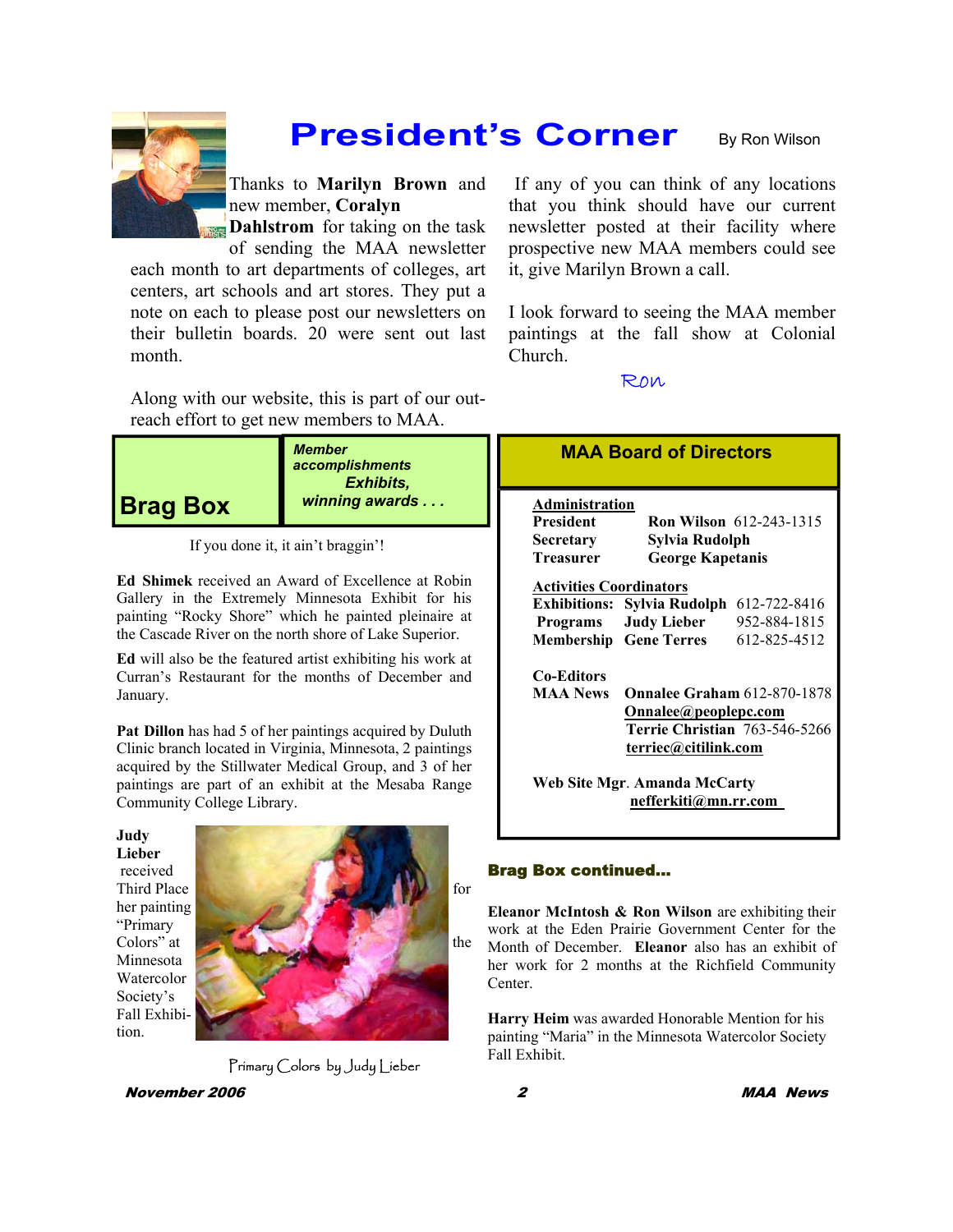# President's Corner

By Ron Wilson

Thanks to **Marilyn Brown** and new member, **Coralyn Dahlstrom** for taking on the task of sending the MAA newsletter each month to art departments of colleges, art centers, art schools and art stores. They put a note on each to please post our newsletters on their bulletin boards. 20 were sent out last month.

Along with our website, this is part of our outreach effort to get new members to MAA.

If any of you can think of any locations that you think should have our current newsletter posted at their facility where prospective new MAA members could see it, give Marilyn Brown a call.

I look forward to seeing the MAA member paintings at the fall show at Colonial Church.

Ron

## Brag Box

*Member accomplishments Exhibits, winning awards . . .*

If you done it, it ain't braggin'!

**Ed Shimek** received an Award of Excellence at Robin Gallery in the Extremely Minnesota Exhibit for his painting "Rocky Shore" which he painted pleinaire at the Cascade River on the north shore of Lake Superior.

**Ed** will also be the featured artist exhibiting his work at Curran's Restaurant for the months of December and January.

**Pat Dillon** has had 5 of her paintings acquired by Duluth Clinic branch located in Virginia, Minnesota, 2 paintings acquired by the Stillwater Medical Group, and 3 of her paintings are part of an exhibit at the Mesaba Range Community College Library.

**Judy Lieber** received Third Place for her painting "Primary Colors" at the Minnesota Watercolor Society's Fall Exhibition.

Primary Colors by Judy Lieber

## MAA Board of Directors

**Administration**

| | | |
|---|---|---|
| **President** | **Ron Wilson** | 612-243-1315 |
| **Secretary** | **Sylvia Rudolph** | |
| **Treasurer** | **George Kapetanis** | |

**Activities Coordinators**

| | | |
|---|---|---|
| **Exhibitions:** | **Sylvia Rudolph** | 612-722-8416 |
| **Programs** | **Judy Lieber** | 952-884-1815 |
| **Membership** | **Gene Terres** | 612-825-4512 |

**Co-Editors MAA News**
**Onnalee Graham** 612-870-1878 Onnalee@peoplepc.com
**Terrie Christian** 763-546-5266 terriec@citilink.com

**Web Site Mgr.** **Amanda McCarty** nefferkiti@mn.rr.com

### Brag Box continued...

**Eleanor McIntosh & Ron Wilson** are exhibiting their work at the Eden Prairie Government Center for the Month of December. **Eleanor** also has an exhibit of her work for 2 months at the Richfield Community Center.

**Harry Heim** was awarded Honorable Mention for his painting "Maria" in the Minnesota Watercolor Society Fall Exhibit.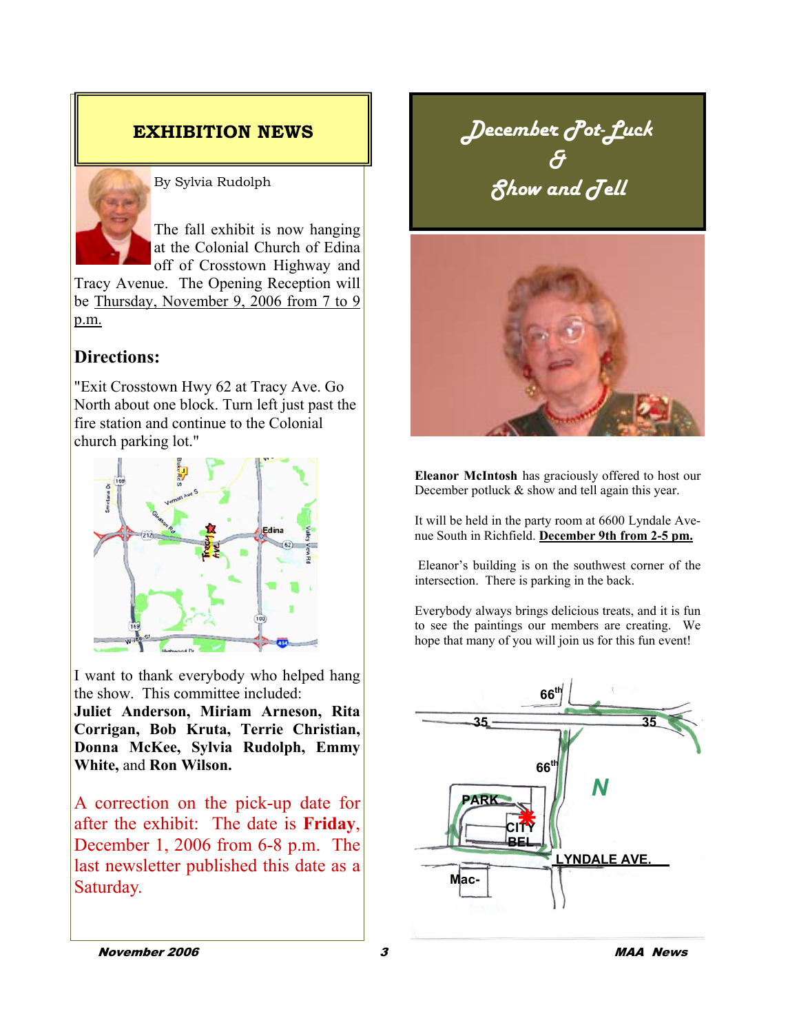## EXHIBITION NEWS

By Sylvia Rudolph

The fall exhibit is now hanging at the Colonial Church of Edina off of Crosstown Highway and Tracy Avenue. The Opening Reception will be Thursday, November 9, 2006 from 7 to 9 p.m.

### Directions:

"Exit Crosstown Hwy 62 at Tracy Ave. Go North about one block. Turn left just past the fire station and continue to the Colonial church parking lot."

I want to thank everybody who helped hang the show. This committee included: **Juliet Anderson, Miriam Arneson, Rita Corrigan, Bob Kruta, Terrie Christian, Donna McKee, Sylvia Rudolph, Emmy White,** and **Ron Wilson.**

A correction on the pick-up date for after the exhibit: The date is **Friday**, December 1, 2006 from 6-8 p.m. The last newsletter published this date as a Saturday.

## *December Pot-Luck & Show and Tell*

**Eleanor McIntosh** has graciously offered to host our December potluck & show and tell again this year.

It will be held in the party room at 6600 Lyndale Avenue South in Richfield. **December 9th from 2-5 pm.**

Eleanor's building is on the southwest corner of the intersection. There is parking in the back.

Everybody always brings delicious treats, and it is fun to see the paintings our members are creating. We hope that many of you will join us for this fun event!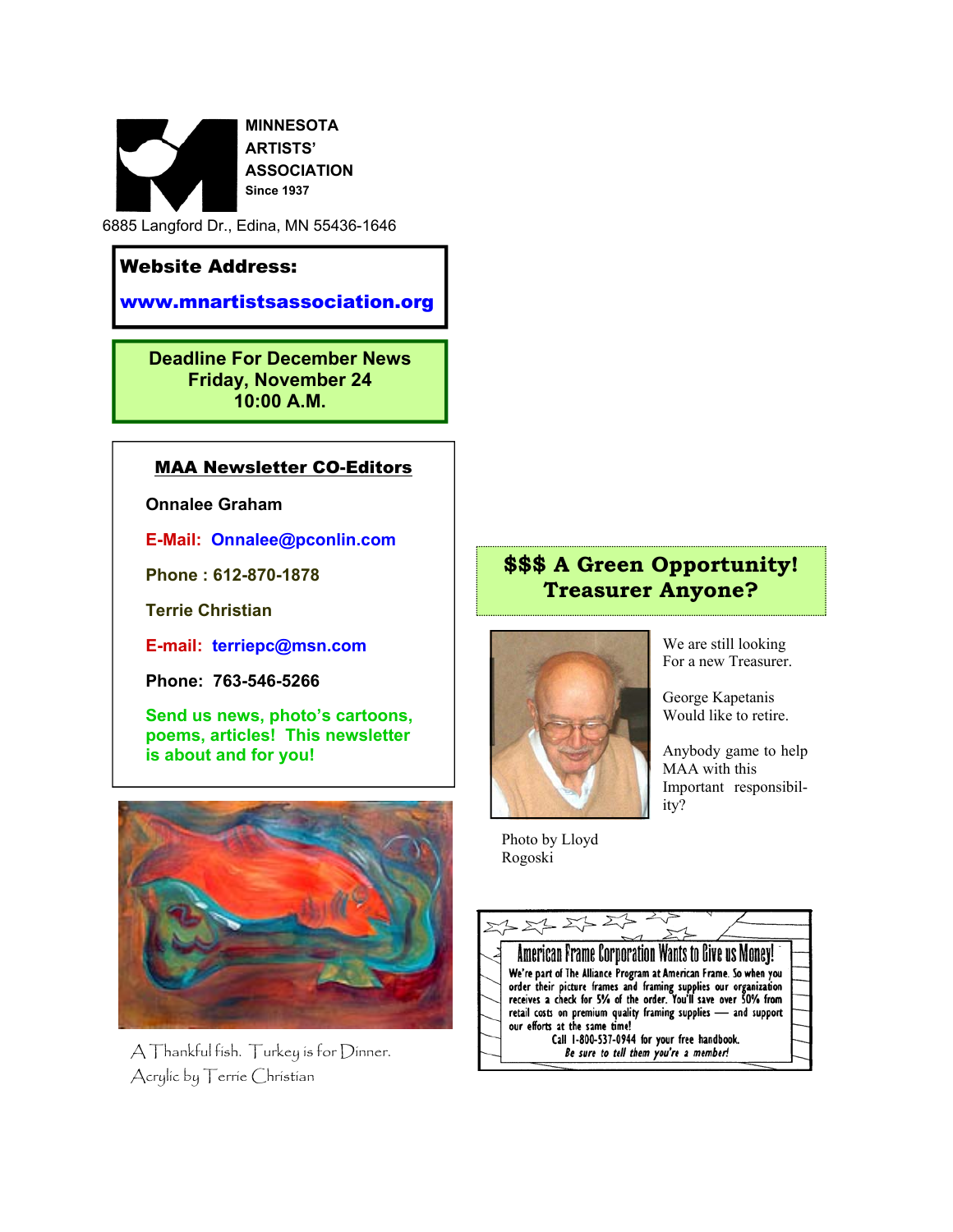**MINNESOTA ARTISTS' ASSOCIATION**
**Since 1937**

6885 Langford Dr., Edina, MN 55436-1646

**Website Address:**

**www.mnartistsassociation.org**

**Deadline For December News**
**Friday, November 24**
**10:00 A.M.**

## MAA Newsletter CO-Editors

**Onnalee Graham**

**E-Mail: Onnalee@pconlin.com**

**Phone : 612-870-1878**

**Terrie Christian**

**E-mail: terriepc@msn.com**

**Phone: 763-546-5266**

**Send us news, photo's cartoons, poems, articles! This newsletter is about and for you!**

A Thankful fish. Turkey is for Dinner.
Acrylic by Terrie Christian

## $$$ A Green Opportunity! Treasurer Anyone?

We are still looking
For a new Treasurer.

George Kapetanis
Would like to retire.

Anybody game to help
MAA with this
Important responsibility?

Photo by Lloyd Rogoski

**American Frame Corporation Wants to Give us Money!**

We're part of The Alliance Program at American Frame. So when you order their picture frames and framing supplies our organization receives a check for 5% of the order. You'll save over 50% from retail costs on premium quality framing supplies — and support our efforts at the same time!

Call 1-800-537-0944 for your free handbook.
*Be sure to tell them you're a member!*